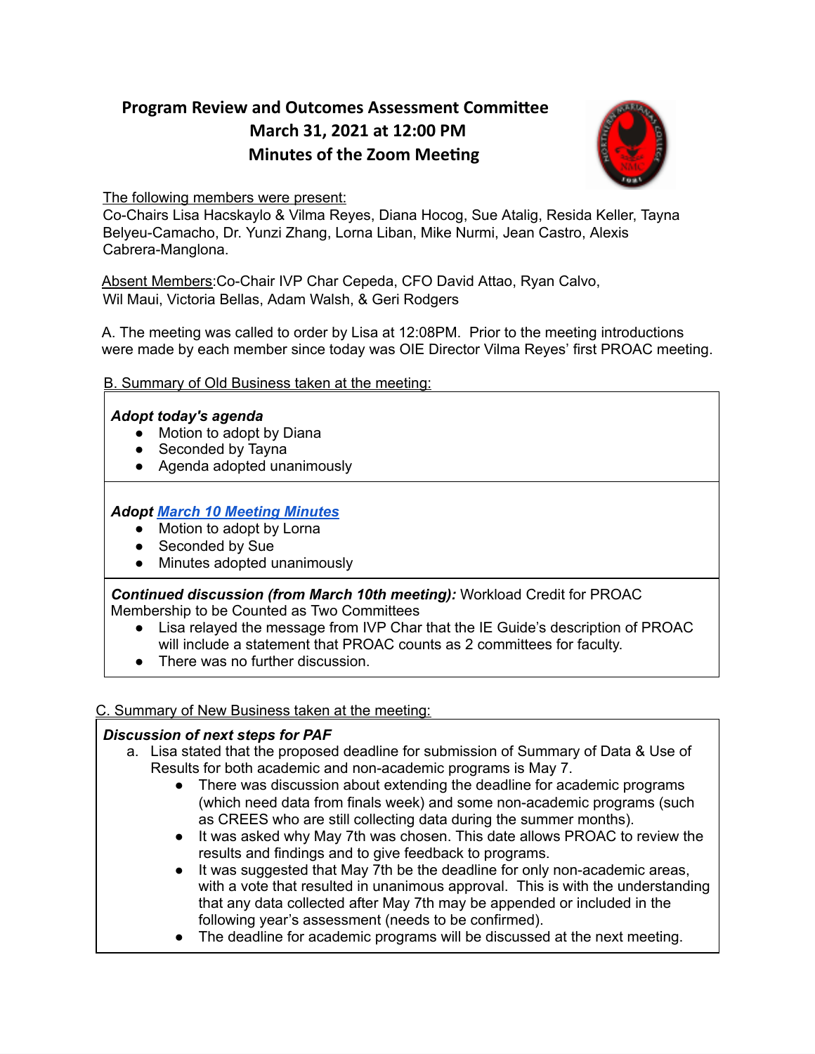# Program Review and Outcomes Assessment Committee

## March 31, 2021 at 12:00 PM

## Minutes of the Zoom Meeting

The following members were present:
Co-Chairs Lisa Hacskaylo & Vilma Reyes, Diana Hocog, Sue Atalig, Resida Keller, Tayna Belyeu-Camacho, Dr. Yunzi Zhang, Lorna Liban, Mike Nurmi, Jean Castro, Alexis Cabrera-Manglona.

Absent Members:Co-Chair IVP Char Cepeda, CFO David Attao, Ryan Calvo, Wil Maui, Victoria Bellas, Adam Walsh, & Geri Rodgers

A. The meeting was called to order by Lisa at 12:08PM. Prior to the meeting introductions were made by each member since today was OIE Director Vilma Reyes' first PROAC meeting.

B. Summary of Old Business taken at the meeting:

***Adopt today's agenda***
- Motion to adopt by Diana
- Seconded by Tayna
- Agenda adopted unanimously

***Adopt March 10 Meeting Minutes***
- Motion to adopt by Lorna
- Seconded by Sue
- Minutes adopted unanimously

***Continued discussion (from March 10th meeting):*** Workload Credit for PROAC Membership to be Counted as Two Committees
- Lisa relayed the message from IVP Char that the IE Guide's description of PROAC will include a statement that PROAC counts as 2 committees for faculty.
- There was no further discussion.

C. Summary of New Business taken at the meeting:

***Discussion of next steps for PAF***

a. Lisa stated that the proposed deadline for submission of Summary of Data & Use of Results for both academic and non-academic programs is May 7.
   - There was discussion about extending the deadline for academic programs (which need data from finals week) and some non-academic programs (such as CREES who are still collecting data during the summer months).
   - It was asked why May 7th was chosen. This date allows PROAC to review the results and findings and to give feedback to programs.
   - It was suggested that May 7th be the deadline for only non-academic areas, with a vote that resulted in unanimous approval. This is with the understanding that any data collected after May 7th may be appended or included in the following year's assessment (needs to be confirmed).
   - The deadline for academic programs will be discussed at the next meeting.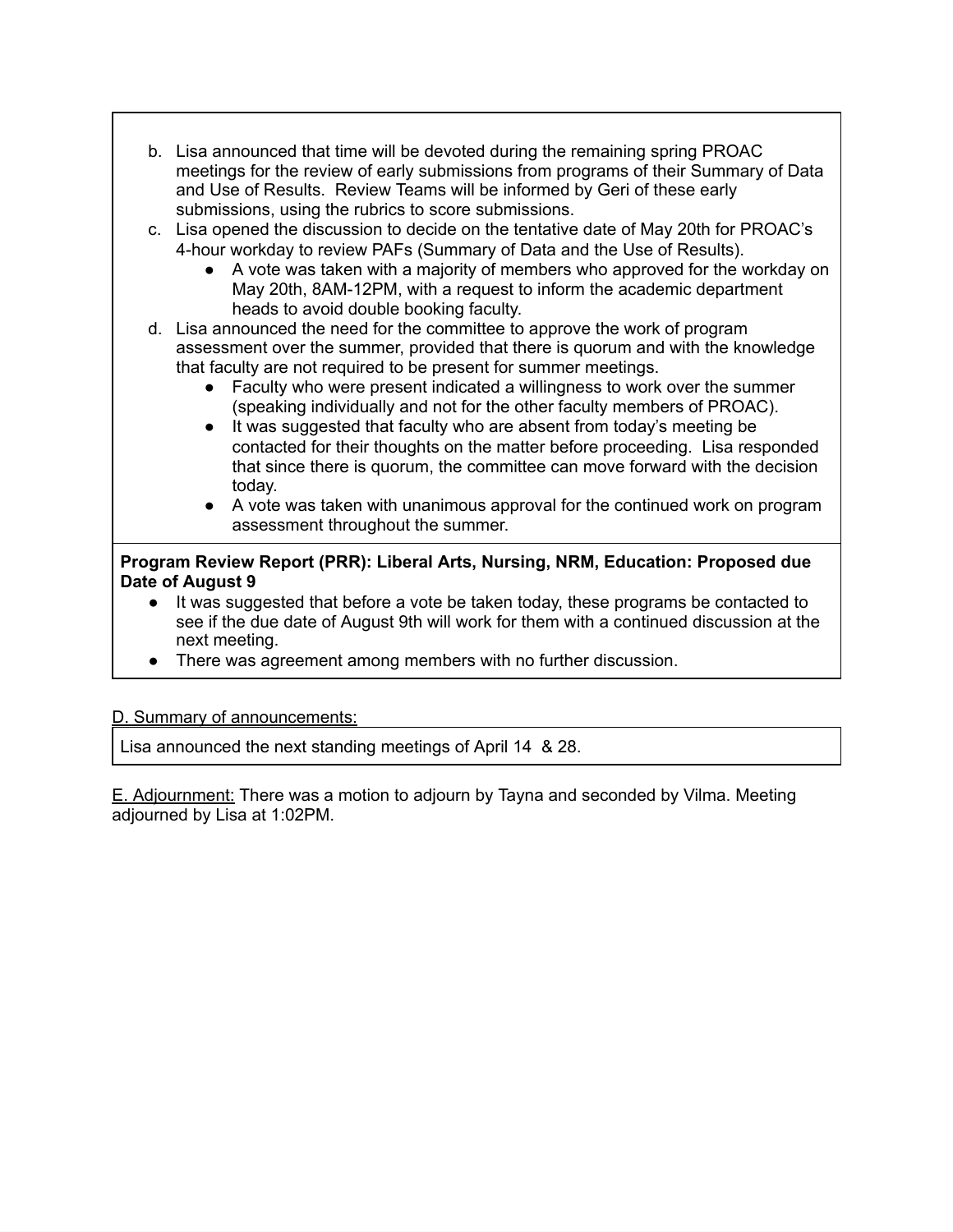b. Lisa announced that time will be devoted during the remaining spring PROAC meetings for the review of early submissions from programs of their Summary of Data and Use of Results. Review Teams will be informed by Geri of these early submissions, using the rubrics to score submissions.

c. Lisa opened the discussion to decide on the tentative date of May 20th for PROAC's 4-hour workday to review PAFs (Summary of Data and the Use of Results).
   - A vote was taken with a majority of members who approved for the workday on May 20th, 8AM-12PM, with a request to inform the academic department heads to avoid double booking faculty.

d. Lisa announced the need for the committee to approve the work of program assessment over the summer, provided that there is quorum and with the knowledge that faculty are not required to be present for summer meetings.
   - Faculty who were present indicated a willingness to work over the summer (speaking individually and not for the other faculty members of PROAC).
   - It was suggested that faculty who are absent from today's meeting be contacted for their thoughts on the matter before proceeding. Lisa responded that since there is quorum, the committee can move forward with the decision today.
   - A vote was taken with unanimous approval for the continued work on program assessment throughout the summer.

**Program Review Report (PRR): Liberal Arts, Nursing, NRM, Education: Proposed due Date of August 9**

- It was suggested that before a vote be taken today, these programs be contacted to see if the due date of August 9th will work for them with a continued discussion at the next meeting.
- There was agreement among members with no further discussion.

D. Summary of announcements:

Lisa announced the next standing meetings of April 14 & 28.

E. Adjournment: There was a motion to adjourn by Tayna and seconded by Vilma. Meeting adjourned by Lisa at 1:02PM.